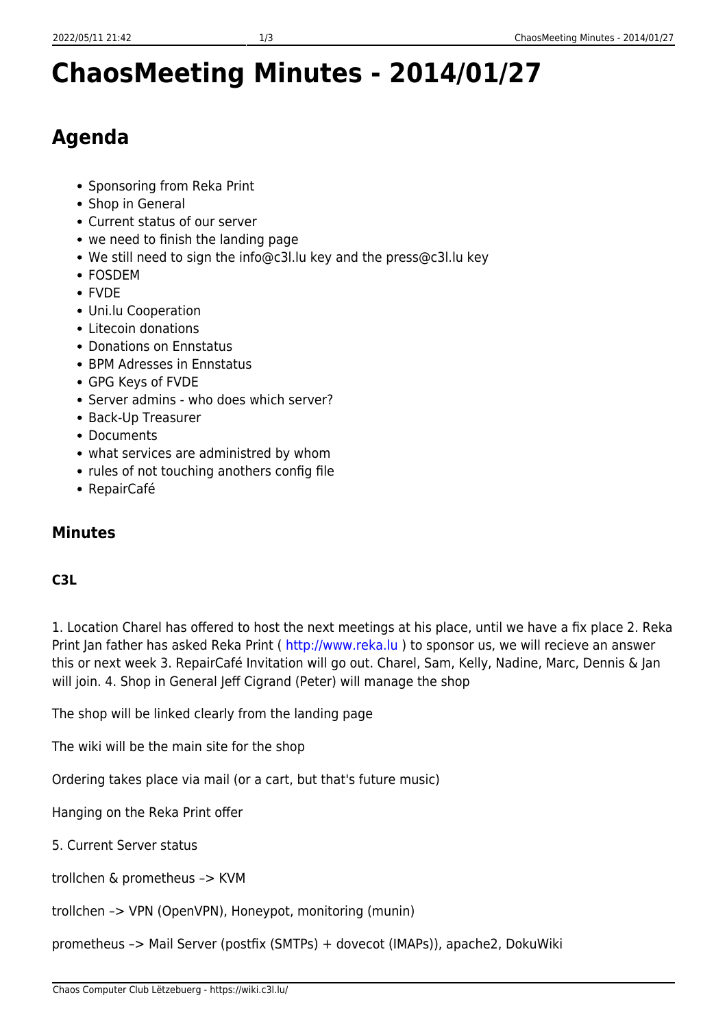# ChaosMeeting Minutes - 2014/01/27

## Agenda

- Sponsoring from Reka Print
- Shop in General
- Current status of our server
- we need to finish the landing page
- We still need to sign the info@c3l.lu key and the press@c3l.lu key
- FOSDEM
- FVDE
- Uni.lu Cooperation
- Litecoin donations
- Donations on Ennstatus
- BPM Adresses in Ennstatus
- GPG Keys of FVDE
- Server admins - who does which server?
- Back-Up Treasurer
- Documents
- what services are administred by whom
- rules of not touching anothers config file
- RepairCafé

### Minutes

#### C3L

1. Location Charel has offered to host the next meetings at his place, until we have a fix place 2. Reka Print Jan father has asked Reka Print ( http://www.reka.lu ) to sponsor us, we will recieve an answer this or next week 3. RepairCafé Invitation will go out. Charel, Sam, Kelly, Nadine, Marc, Dennis & Jan will join. 4. Shop in General Jeff Cigrand (Peter) will manage the shop

The shop will be linked clearly from the landing page

The wiki will be the main site for the shop

Ordering takes place via mail (or a cart, but that's future music)

Hanging on the Reka Print offer

5. Current Server status

trollchen & prometheus –> KVM

trollchen –> VPN (OpenVPN), Honeypot, monitoring (munin)

prometheus –> Mail Server (postfix (SMTPs) + dovecot (IMAPs)), apache2, DokuWiki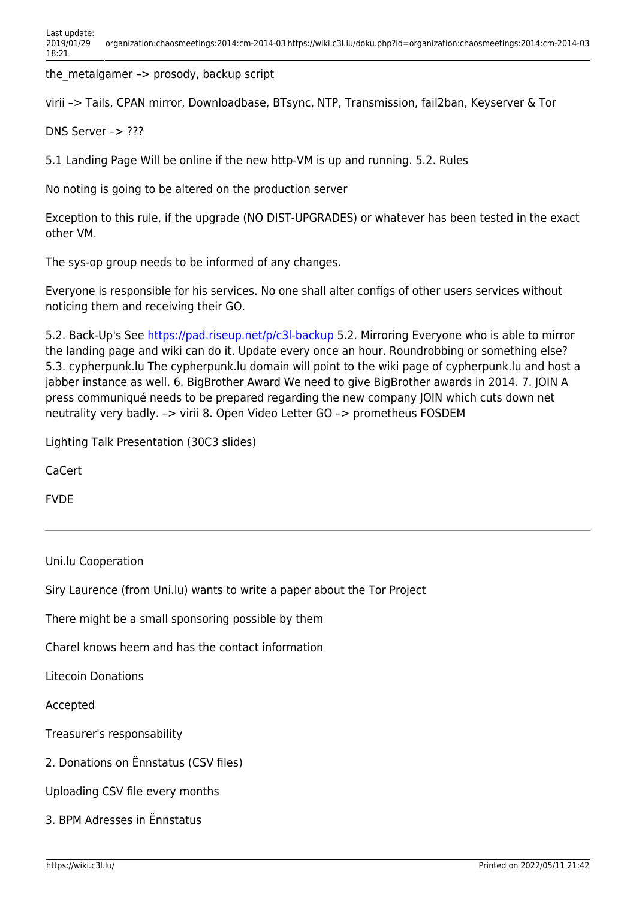the_metalgamer –> prosody, backup script

virii –> Tails, CPAN mirror, Downloadbase, BTsync, NTP, Transmission, fail2ban, Keyserver & Tor

DNS Server –> ???

5.1 Landing Page Will be online if the new http-VM is up and running. 5.2. Rules

No noting is going to be altered on the production server

Exception to this rule, if the upgrade (NO DIST-UPGRADES) or whatever has been tested in the exact other VM.

The sys-op group needs to be informed of any changes.

Everyone is responsible for his services. No one shall alter configs of other users services without noticing them and receiving their GO.

5.2. Back-Up's See https://pad.riseup.net/p/c3l-backup 5.2. Mirroring Everyone who is able to mirror the landing page and wiki can do it. Update every once an hour. Roundrobbing or something else? 5.3. cypherpunk.lu The cypherpunk.lu domain will point to the wiki page of cypherpunk.lu and host a jabber instance as well. 6. BigBrother Award We need to give BigBrother awards in 2014. 7. JOIN A press communiqué needs to be prepared regarding the new company JOIN which cuts down net neutrality very badly. –> virii 8. Open Video Letter GO –> prometheus FOSDEM

Lighting Talk Presentation (30C3 slides)

CaCert

FVDE

---

Uni.lu Cooperation

Siry Laurence (from Uni.lu) wants to write a paper about the Tor Project

There might be a small sponsoring possible by them

Charel knows heem and has the contact information

Litecoin Donations

Accepted

Treasurer's responsability

2. Donations on Ënnstatus (CSV files)

Uploading CSV file every months

3. BPM Adresses in Ënnstatus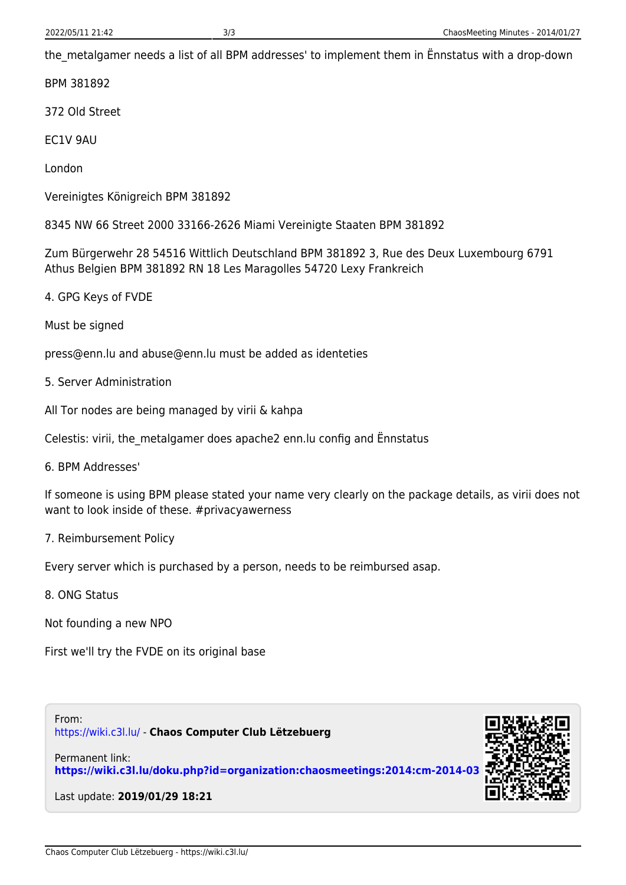the_metalgamer needs a list of all BPM addresses' to implement them in Ënnstatus with a drop-down

BPM 381892

372 Old Street

EC1V 9AU

London

Vereinigtes Königreich BPM 381892

8345 NW 66 Street 2000 33166-2626 Miami Vereinigte Staaten BPM 381892

Zum Bürgerwehr 28 54516 Wittlich Deutschland BPM 381892 3, Rue des Deux Luxembourg 6791 Athus Belgien BPM 381892 RN 18 Les Maragolles 54720 Lexy Frankreich

4. GPG Keys of FVDE

Must be signed

press@enn.lu and abuse@enn.lu must be added as identeties

5. Server Administration

All Tor nodes are being managed by virii & kahpa

Celestis: virii, the_metalgamer does apache2 enn.lu config and Ënnstatus

6. BPM Addresses'

If someone is using BPM please stated your name very clearly on the package details, as virii does not want to look inside of these. #privacyawerness

7. Reimbursement Policy

Every server which is purchased by a person, needs to be reimbursed asap.

8. ONG Status

Not founding a new NPO

First we'll try the FVDE on its original base

From:
https://wiki.c3l.lu/ - **Chaos Computer Club Lëtzebuerg**

Permanent link:
**https://wiki.c3l.lu/doku.php?id=organization:chaosmeetings:2014:cm-2014-03**

Last update: **2019/01/29 18:21**